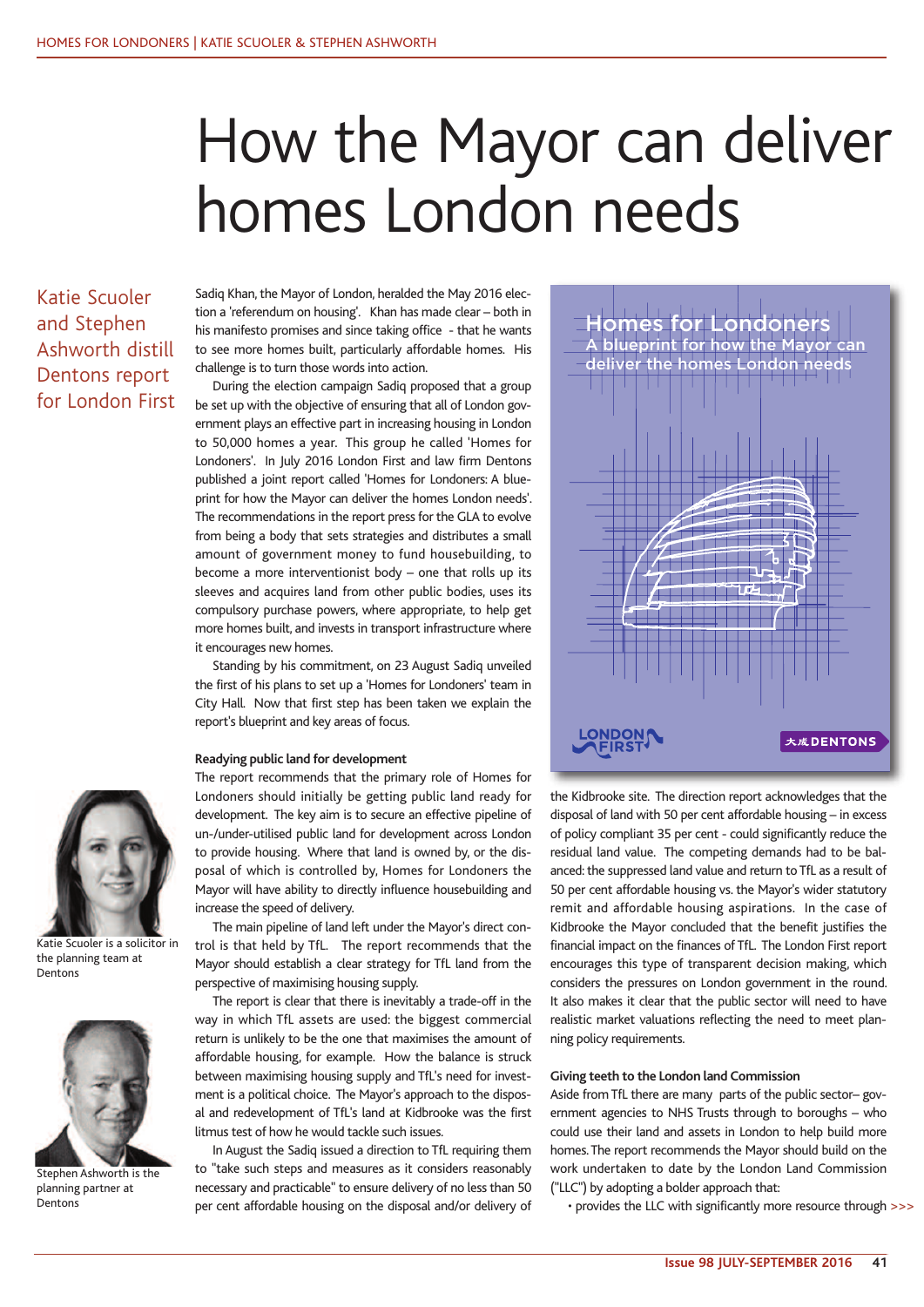// No images detected; the report cover graphic on the page (not a detected image) is skipped, as are photos.
# How the Mayor can deliver homes London needs

Katie Scuoler and Stephen Ashworth distill Dentons report for London First

Sadiq Khan, the Mayor of London, heralded the May 2016 election a 'referendum on housing'. Khan has made clear – both in his manifesto promises and since taking office - that he wants to see more homes built, particularly affordable homes. His challenge is to turn those words into action.

During the election campaign Sadiq proposed that a group be set up with the objective of ensuring that all of London government plays an effective part in increasing housing in London to 50,000 homes a year. This group he called 'Homes for Londoners'. In July 2016 London First and law firm Dentons published a joint report called 'Homes for Londoners: A blueprint for how the Mayor can deliver the homes London needs'. The recommendations in the report press for the GLA to evolve from being a body that sets strategies and distributes a small amount of government money to fund housebuilding, to become a more interventionist body – one that rolls up its sleeves and acquires land from other public bodies, uses its compulsory purchase powers, where appropriate, to help get more homes built, and invests in transport infrastructure where it encourages new homes.

Standing by his commitment, on 23 August Sadiq unveiled the first of his plans to set up a 'Homes for Londoners' team in City Hall. Now that first step has been taken we explain the report's blueprint and key areas of focus.

Katie Scuoler is a solicitor in the planning team at Dentons

Stephen Ashworth is the planning partner at Dentons

### Readying public land for development

The report recommends that the primary role of Homes for Londoners should initially be getting public land ready for development. The key aim is to secure an effective pipeline of un-/under-utilised public land for development across London to provide housing. Where that land is owned by, or the disposal of which is controlled by, Homes for Londoners the Mayor will have ability to directly influence housebuilding and increase the speed of delivery.

The main pipeline of land left under the Mayor's direct control is that held by TfL. The report recommends that the Mayor should establish a clear strategy for TfL land from the perspective of maximising housing supply.

The report is clear that there is inevitably a trade-off in the way in which TfL assets are used: the biggest commercial return is unlikely to be the one that maximises the amount of affordable housing, for example. How the balance is struck between maximising housing supply and TfL's need for investment is a political choice. The Mayor's approach to the disposal and redevelopment of TfL's land at Kidbrooke was the first litmus test of how he would tackle such issues.

In August the Sadiq issued a direction to TfL requiring them to "take such steps and measures as it considers reasonably necessary and practicable" to ensure delivery of no less than 50 per cent affordable housing on the disposal and/or delivery of the Kidbrooke site. The direction report acknowledges that the disposal of land with 50 per cent affordable housing – in excess of policy compliant 35 per cent - could significantly reduce the residual land value. The competing demands had to be balanced: the suppressed land value and return to TfL as a result of 50 per cent affordable housing vs. the Mayor's wider statutory remit and affordable housing aspirations. In the case of Kidbrooke the Mayor concluded that the benefit justifies the financial impact on the finances of TfL. The London First report encourages this type of transparent decision making, which considers the pressures on London government in the round. It also makes it clear that the public sector will need to have realistic market valuations reflecting the need to meet planning policy requirements.

### Giving teeth to the London land Commission

Aside from TfL there are many parts of the public sector– government agencies to NHS Trusts through to boroughs – who could use their land and assets in London to help build more homes. The report recommends the Mayor should build on the work undertaken to date by the London Land Commission ("LLC") by adopting a bolder approach that:

- provides the LLC with significantly more resource through >>>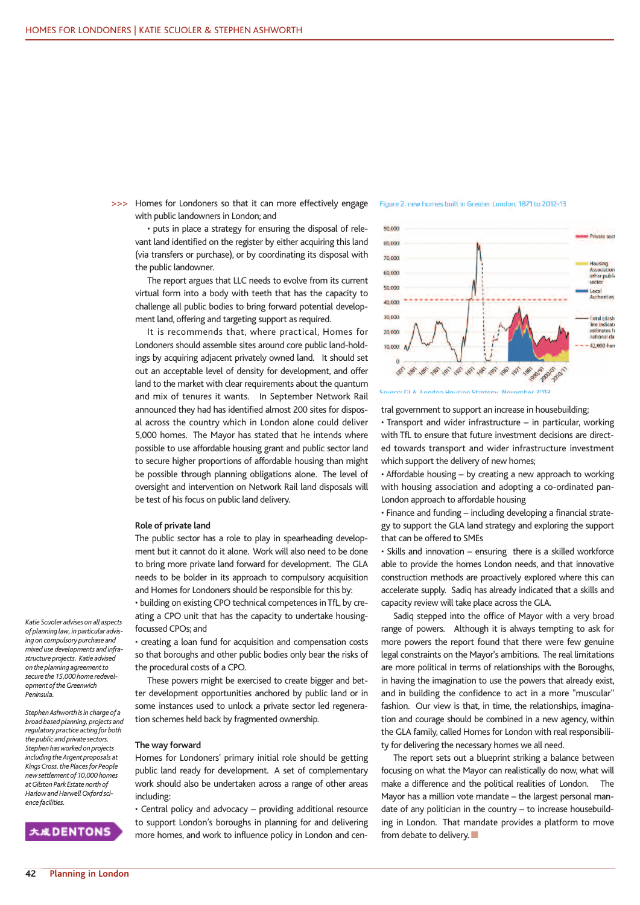>>> Homes for Londoners so that it can more effectively engage with public landowners in London; and

- puts in place a strategy for ensuring the disposal of relevant land identified on the register by either acquiring this land (via transfers or purchase), or by coordinating its disposal with the public landowner.

The report argues that LLC needs to evolve from its current virtual form into a body with teeth that has the capacity to challenge all public bodies to bring forward potential development land, offering and targeting support as required.

It is recommends that, where practical, Homes for Londoners should assemble sites around core public land-holdings by acquiring adjacent privately owned land. It should set out an acceptable level of density for development, and offer land to the market with clear requirements about the quantum and mix of tenures it wants. In September Network Rail announced they had has identified almost 200 sites for disposal across the country which in London alone could deliver 5,000 homes. The Mayor has stated that he intends where possible to use affordable housing grant and public sector land to secure higher proportions of affordable housing than might be possible through planning obligations alone. The level of oversight and intervention on Network Rail land disposals will be test of his focus on public land delivery.

### Role of private land

The public sector has a role to play in spearheading development but it cannot do it alone. Work will also need to be done to bring more private land forward for development. The GLA needs to be bolder in its approach to compulsory acquisition and Homes for Londoners should be responsible for this by:

- building on existing CPO technical competences in TfL, by creating a CPO unit that has the capacity to undertake housing-focussed CPOs; and
- creating a loan fund for acquisition and compensation costs so that boroughs and other public bodies only bear the risks of the procedural costs of a CPO.

These powers might be exercised to create bigger and better development opportunities anchored by public land or in some instances used to unlock a private sector led regeneration schemes held back by fragmented ownership.

### The way forward

Homes for Londoners' primary initial role should be getting public land ready for development. A set of complementary work should also be undertaken across a range of other areas including:

- Central policy and advocacy – providing additional resource to support London's boroughs in planning for and delivering more homes, and work to influence policy in London and central government to support an increase in housebuilding;
- Transport and wider infrastructure – in particular, working with TfL to ensure that future investment decisions are directed towards transport and wider infrastructure investment which support the delivery of new homes;
- Affordable housing – by creating a new approach to working with housing association and adopting a co-ordinated pan-London approach to affordable housing
- Finance and funding – including developing a financial strategy to support the GLA land strategy and exploring the support that can be offered to SMEs
- Skills and innovation – ensuring there is a skilled workforce able to provide the homes London needs, and that innovative construction methods are proactively explored where this can accelerate supply. Sadiq has already indicated that a skills and capacity review will take place across the GLA.

Sadiq stepped into the office of Mayor with a very broad range of powers. Although it is always tempting to ask for more powers the report found that there were few genuine legal constraints on the Mayor's ambitions. The real limitations are more political in terms of relationships with the Boroughs, in having the imagination to use the powers that already exist, and in building the confidence to act in a more "muscular" fashion. Our view is that, in time, the relationships, imagination and courage should be combined in a new agency, within the GLA family, called Homes for London with real responsibility for delivering the necessary homes we all need.

The report sets out a blueprint striking a balance between focusing on what the Mayor can realistically do now, what will make a difference and the political realities of London. The Mayor has a million vote mandate – the largest personal mandate of any politician in the country – to increase housebuilding in London. That mandate provides a platform to move from debate to delivery.

Figure 2: new homes built in Greater London, 1871 to 2012-13

90,000
80,000
70,000
60,000
50,000
40,000
30,000
20,000
10,000
0

1871 1881 1891 1901 1911 1921 1931 1941 1951 1961 1971 1981 1990/91 2000/01 2010/11

Private sect
Housing Association other publi sector
Local Authorities
Total (dash line indicat estimates fi national da
42,000 hon

Source: GLA, London Housing Strategy, November 2013

*Katie Scuoler advises on all aspects of planning law, in particular advising on compulsory purchase and mixed use developments and infrastructure projects. Katie advised on the planning agreement to secure the 15,000 home redevelopment of the Greenwich Peninsula.*

*Stephen Ashworth is in charge of a broad based planning, projects and regulatory practice acting for both the public and private sectors. Stephen has worked on projects including the Argent proposals at Kings Cross, the Places for People new settlement of 10,000 homes at Gilston Park Estate north of Harlow and Harwell Oxford science facilities.*

DENTONS